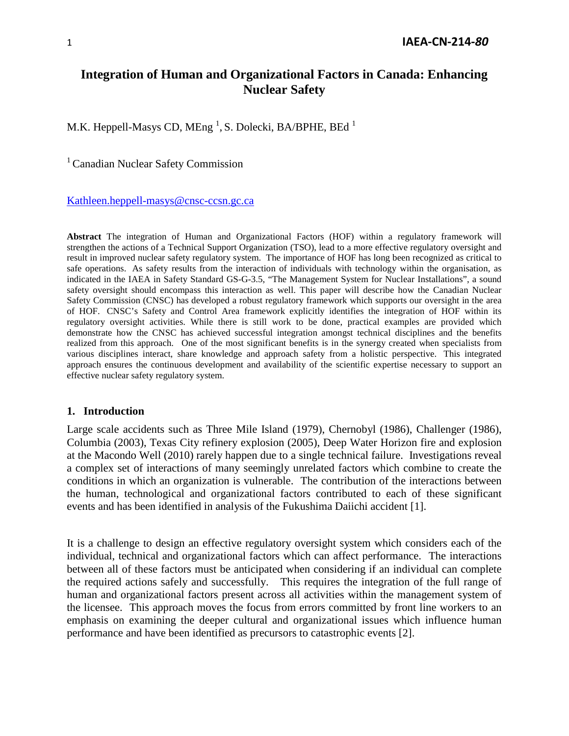# Integration of Human and Organizational Factors in Canada: Enhancing Nuclear Safety

M.K. Heppell-Masys CD, MEng [1], S. Dolecki, BA/BPHE, BEd [1]

[1] Canadian Nuclear Safety Commission

Kathleen.heppell-masys@cnsc-ccsn.gc.ca

**Abstract** The integration of Human and Organizational Factors (HOF) within a regulatory framework will strengthen the actions of a Technical Support Organization (TSO), lead to a more effective regulatory oversight and result in improved nuclear safety regulatory system. The importance of HOF has long been recognized as critical to safe operations. As safety results from the interaction of individuals with technology within the organisation, as indicated in the IAEA in Safety Standard GS-G-3.5, "The Management System for Nuclear Installations", a sound safety oversight should encompass this interaction as well. This paper will describe how the Canadian Nuclear Safety Commission (CNSC) has developed a robust regulatory framework which supports our oversight in the area of HOF. CNSC's Safety and Control Area framework explicitly identifies the integration of HOF within its regulatory oversight activities. While there is still work to be done, practical examples are provided which demonstrate how the CNSC has achieved successful integration amongst technical disciplines and the benefits realized from this approach. One of the most significant benefits is in the synergy created when specialists from various disciplines interact, share knowledge and approach safety from a holistic perspective. This integrated approach ensures the continuous development and availability of the scientific expertise necessary to support an effective nuclear safety regulatory system.

## 1. Introduction

Large scale accidents such as Three Mile Island (1979), Chernobyl (1986), Challenger (1986), Columbia (2003), Texas City refinery explosion (2005), Deep Water Horizon fire and explosion at the Macondo Well (2010) rarely happen due to a single technical failure. Investigations reveal a complex set of interactions of many seemingly unrelated factors which combine to create the conditions in which an organization is vulnerable. The contribution of the interactions between the human, technological and organizational factors contributed to each of these significant events and has been identified in analysis of the Fukushima Daiichi accident [1].

It is a challenge to design an effective regulatory oversight system which considers each of the individual, technical and organizational factors which can affect performance. The interactions between all of these factors must be anticipated when considering if an individual can complete the required actions safely and successfully. This requires the integration of the full range of human and organizational factors present across all activities within the management system of the licensee. This approach moves the focus from errors committed by front line workers to an emphasis on examining the deeper cultural and organizational issues which influence human performance and have been identified as precursors to catastrophic events [2].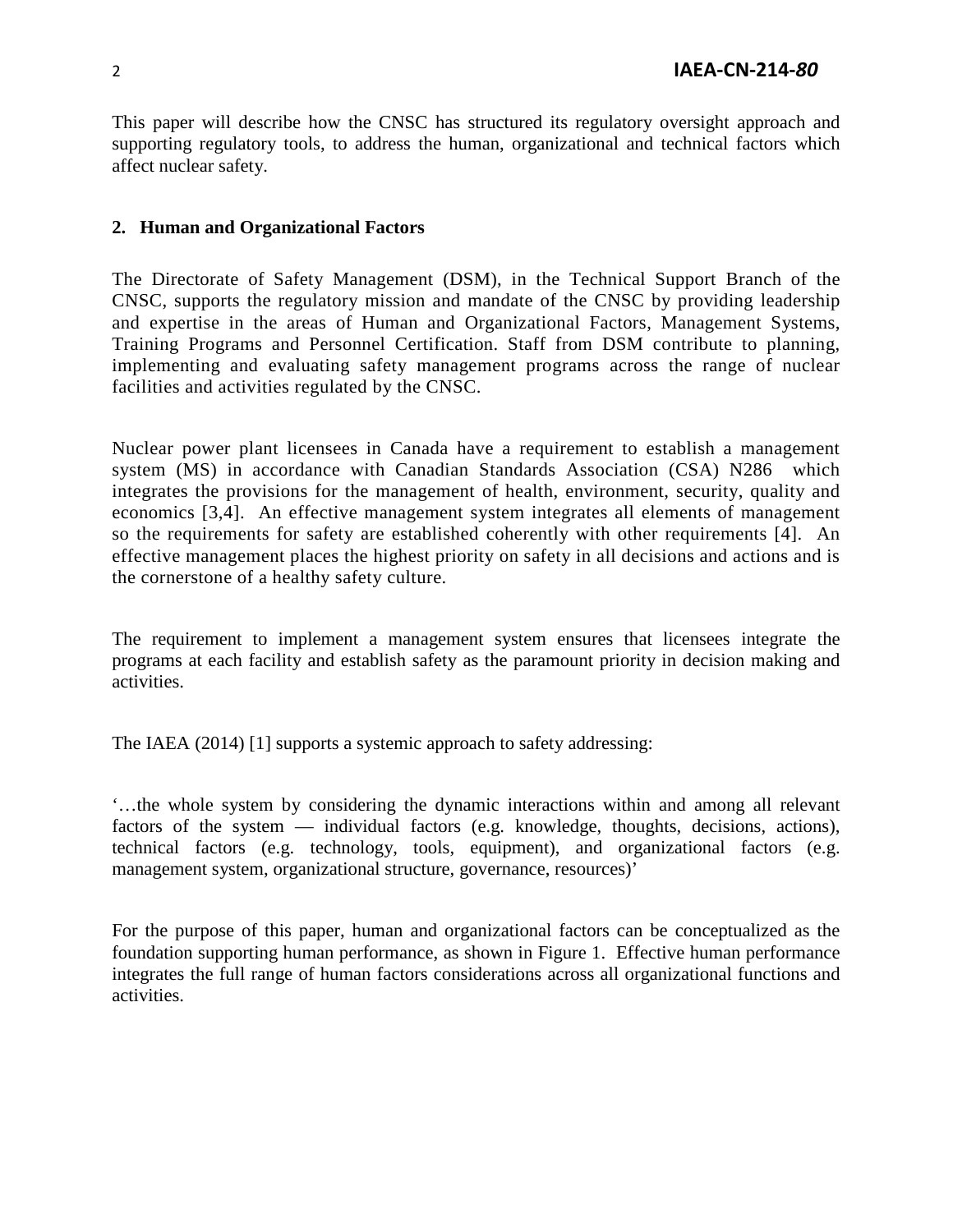This paper will describe how the CNSC has structured its regulatory oversight approach and supporting regulatory tools, to address the human, organizational and technical factors which affect nuclear safety.

## 2. Human and Organizational Factors

The Directorate of Safety Management (DSM), in the Technical Support Branch of the CNSC, supports the regulatory mission and mandate of the CNSC by providing leadership and expertise in the areas of Human and Organizational Factors, Management Systems, Training Programs and Personnel Certification. Staff from DSM contribute to planning, implementing and evaluating safety management programs across the range of nuclear facilities and activities regulated by the CNSC.

Nuclear power plant licensees in Canada have a requirement to establish a management system (MS) in accordance with Canadian Standards Association (CSA) N286 which integrates the provisions for the management of health, environment, security, quality and economics [3,4]. An effective management system integrates all elements of management so the requirements for safety are established coherently with other requirements [4]. An effective management places the highest priority on safety in all decisions and actions and is the cornerstone of a healthy safety culture.

The requirement to implement a management system ensures that licensees integrate the programs at each facility and establish safety as the paramount priority in decision making and activities.

The IAEA (2014) [1] supports a systemic approach to safety addressing:

'…the whole system by considering the dynamic interactions within and among all relevant factors of the system — individual factors (e.g. knowledge, thoughts, decisions, actions), technical factors (e.g. technology, tools, equipment), and organizational factors (e.g. management system, organizational structure, governance, resources)'

For the purpose of this paper, human and organizational factors can be conceptualized as the foundation supporting human performance, as shown in Figure 1. Effective human performance integrates the full range of human factors considerations across all organizational functions and activities.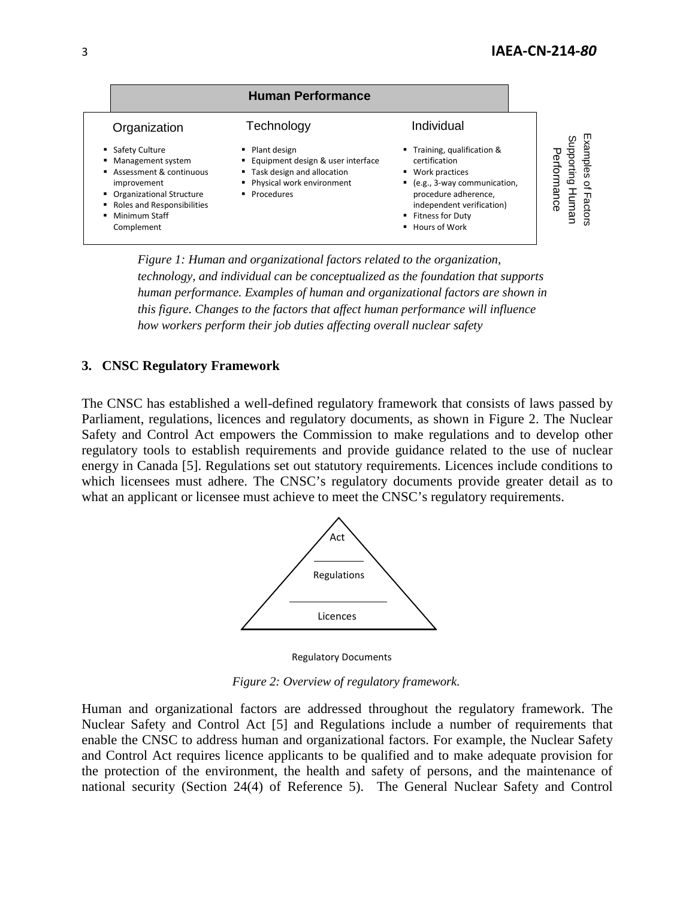**Human Performance**

| Organization | Technology | Individual |
|---|---|---|
| ▪ Safety Culture<br>▪ Management system<br>▪ Assessment & continuous improvement<br>▪ Organizational Structure<br>▪ Roles and Responsibilities<br>▪ Minimum Staff Complement | ▪ Plant design<br>▪ Equipment design & user interface<br>▪ Task design and allocation<br>▪ Physical work environment<br>▪ Procedures | ▪ Training, qualification & certification<br>▪ Work practices<br>▪ (e.g., 3-way communication, procedure adherence, independent verification)<br>▪ Fitness for Duty<br>▪ Hours of Work |

Examples of Factors Supporting Human Performance

*Figure 1: Human and organizational factors related to the organization, technology, and individual can be conceptualized as the foundation that supports human performance. Examples of human and organizational factors are shown in this figure. Changes to the factors that affect human performance will influence how workers perform their job duties affecting overall nuclear safety*

## 3. CNSC Regulatory Framework

The CNSC has established a well-defined regulatory framework that consists of laws passed by Parliament, regulations, licences and regulatory documents, as shown in Figure 2. The Nuclear Safety and Control Act empowers the Commission to make regulations and to develop other regulatory tools to establish requirements and provide guidance related to the use of nuclear energy in Canada [5]. Regulations set out statutory requirements. Licences include conditions to which licensees must adhere. The CNSC's regulatory documents provide greater detail as to what an applicant or licensee must achieve to meet the CNSC's regulatory requirements.

Act

Regulations

Licences

Regulatory Documents

*Figure 2: Overview of regulatory framework.*

Human and organizational factors are addressed throughout the regulatory framework. The Nuclear Safety and Control Act [5] and Regulations include a number of requirements that enable the CNSC to address human and organizational factors. For example, the Nuclear Safety and Control Act requires licence applicants to be qualified and to make adequate provision for the protection of the environment, the health and safety of persons, and the maintenance of national security (Section 24(4) of Reference 5). The General Nuclear Safety and Control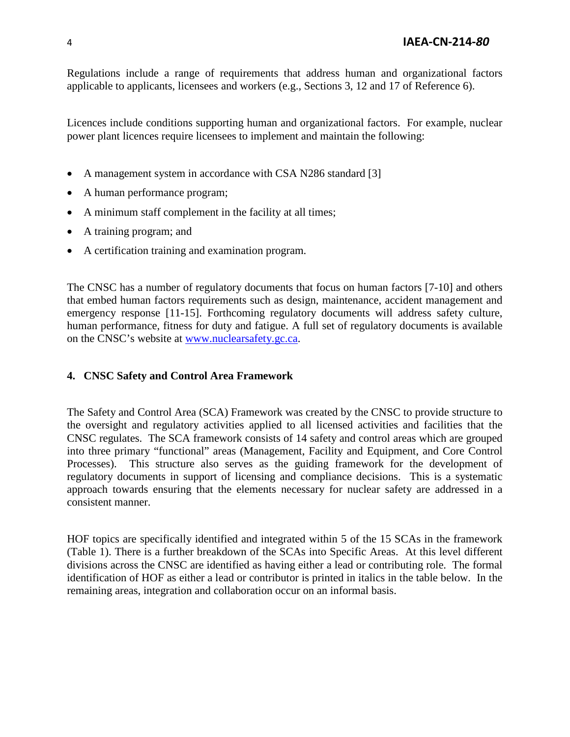Regulations include a range of requirements that address human and organizational factors applicable to applicants, licensees and workers (e.g., Sections 3, 12 and 17 of Reference 6).

Licences include conditions supporting human and organizational factors. For example, nuclear power plant licences require licensees to implement and maintain the following:

- A management system in accordance with CSA N286 standard [3]
- A human performance program;
- A minimum staff complement in the facility at all times;
- A training program; and
- A certification training and examination program.

The CNSC has a number of regulatory documents that focus on human factors [7-10] and others that embed human factors requirements such as design, maintenance, accident management and emergency response [11-15]. Forthcoming regulatory documents will address safety culture, human performance, fitness for duty and fatigue. A full set of regulatory documents is available on the CNSC's website at www.nuclearsafety.gc.ca.

## 4. CNSC Safety and Control Area Framework

The Safety and Control Area (SCA) Framework was created by the CNSC to provide structure to the oversight and regulatory activities applied to all licensed activities and facilities that the CNSC regulates. The SCA framework consists of 14 safety and control areas which are grouped into three primary "functional" areas (Management, Facility and Equipment, and Core Control Processes). This structure also serves as the guiding framework for the development of regulatory documents in support of licensing and compliance decisions. This is a systematic approach towards ensuring that the elements necessary for nuclear safety are addressed in a consistent manner.

HOF topics are specifically identified and integrated within 5 of the 15 SCAs in the framework (Table 1). There is a further breakdown of the SCAs into Specific Areas. At this level different divisions across the CNSC are identified as having either a lead or contributing role. The formal identification of HOF as either a lead or contributor is printed in italics in the table below. In the remaining areas, integration and collaboration occur on an informal basis.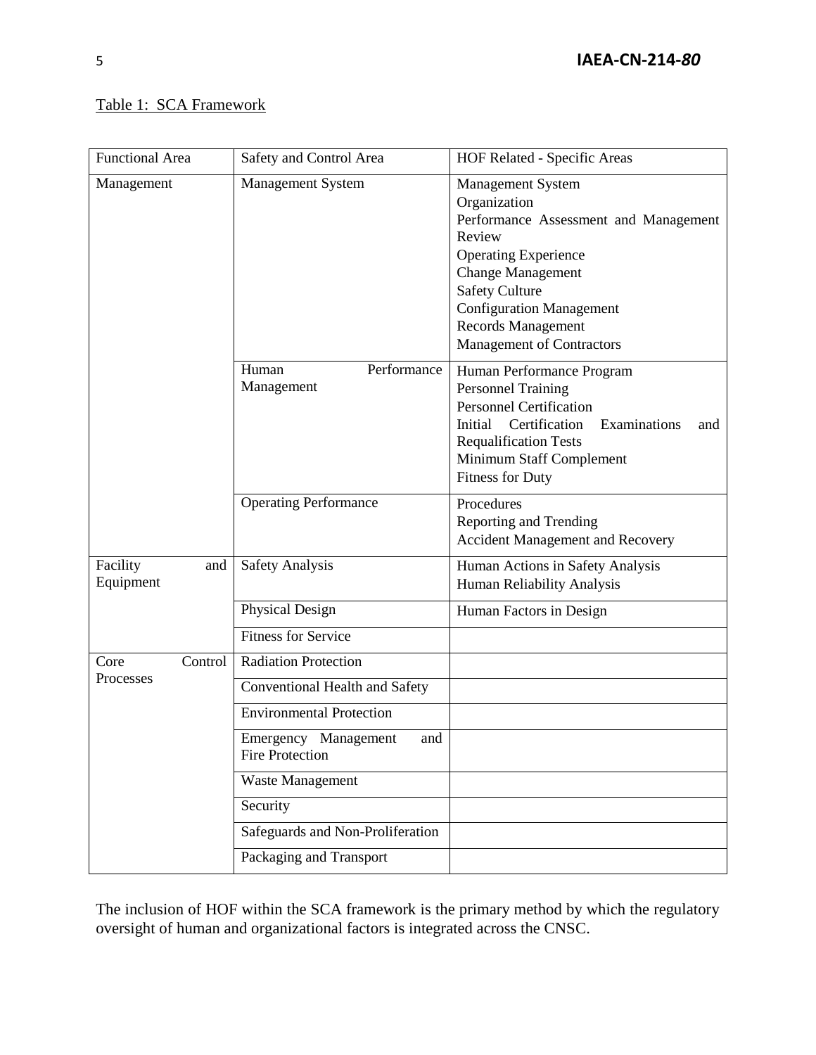Table 1: SCA Framework

| Functional Area | Safety and Control Area | HOF Related - Specific Areas |
|---|---|---|
| Management | Management System | Management System<br>Organization<br>Performance Assessment and Management Review<br>Operating Experience<br>Change Management<br>Safety Culture<br>Configuration Management<br>Records Management<br>Management of Contractors |
| | Human Performance Management | Human Performance Program<br>Personnel Training<br>Personnel Certification<br>Initial Certification Examinations and Requalification Tests<br>Minimum Staff Complement<br>Fitness for Duty |
| | Operating Performance | Procedures<br>Reporting and Trending<br>Accident Management and Recovery |
| Facility and Equipment | Safety Analysis | Human Actions in Safety Analysis<br>Human Reliability Analysis |
| | Physical Design | Human Factors in Design |
| | Fitness for Service | |
| Core Control Processes | Radiation Protection | |
| | Conventional Health and Safety | |
| | Environmental Protection | |
| | Emergency Management and Fire Protection | |
| | Waste Management | |
| | Security | |
| | Safeguards and Non-Proliferation | |
| | Packaging and Transport | |

The inclusion of HOF within the SCA framework is the primary method by which the regulatory oversight of human and organizational factors is integrated across the CNSC.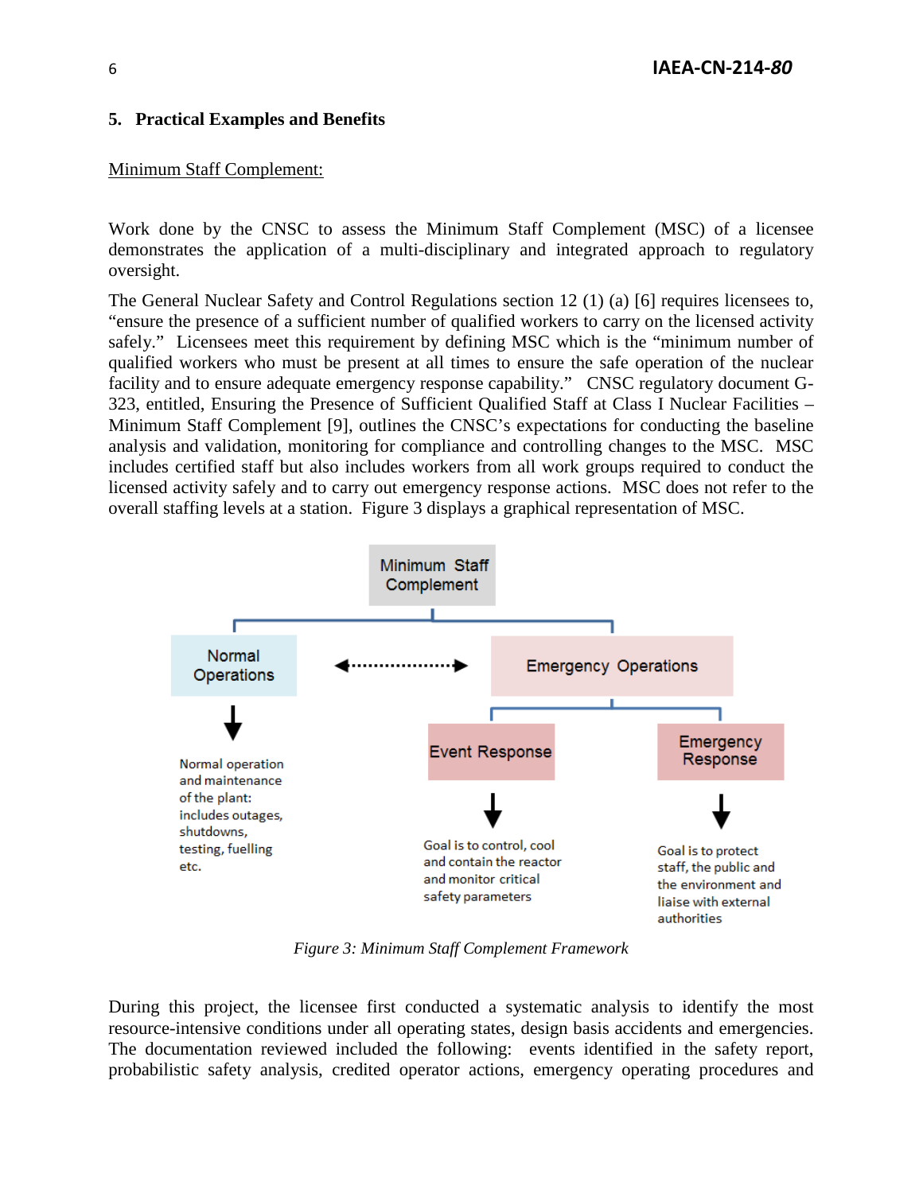## 5. Practical Examples and Benefits

Minimum Staff Complement:

Work done by the CNSC to assess the Minimum Staff Complement (MSC) of a licensee demonstrates the application of a multi-disciplinary and integrated approach to regulatory oversight.

The General Nuclear Safety and Control Regulations section 12 (1) (a) [6] requires licensees to, "ensure the presence of a sufficient number of qualified workers to carry on the licensed activity safely." Licensees meet this requirement by defining MSC which is the "minimum number of qualified workers who must be present at all times to ensure the safe operation of the nuclear facility and to ensure adequate emergency response capability." CNSC regulatory document G-323, entitled, Ensuring the Presence of Sufficient Qualified Staff at Class I Nuclear Facilities – Minimum Staff Complement [9], outlines the CNSC's expectations for conducting the baseline analysis and validation, monitoring for compliance and controlling changes to the MSC. MSC includes certified staff but also includes workers from all work groups required to conduct the licensed activity safely and to carry out emergency response actions. MSC does not refer to the overall staffing levels at a station. Figure 3 displays a graphical representation of MSC.

Minimum Staff Complement

Normal Operations ↔ Emergency Operations

Normal Operations: Normal operation and maintenance of the plant: includes outages, shutdowns, testing, fuelling etc.

Emergency Operations:
- Event Response: Goal is to control, cool and contain the reactor and monitor critical safety parameters
- Emergency Response: Goal is to protect staff, the public and the environment and liaise with external authorities

*Figure 3: Minimum Staff Complement Framework*

During this project, the licensee first conducted a systematic analysis to identify the most resource-intensive conditions under all operating states, design basis accidents and emergencies. The documentation reviewed included the following: events identified in the safety report, probabilistic safety analysis, credited operator actions, emergency operating procedures and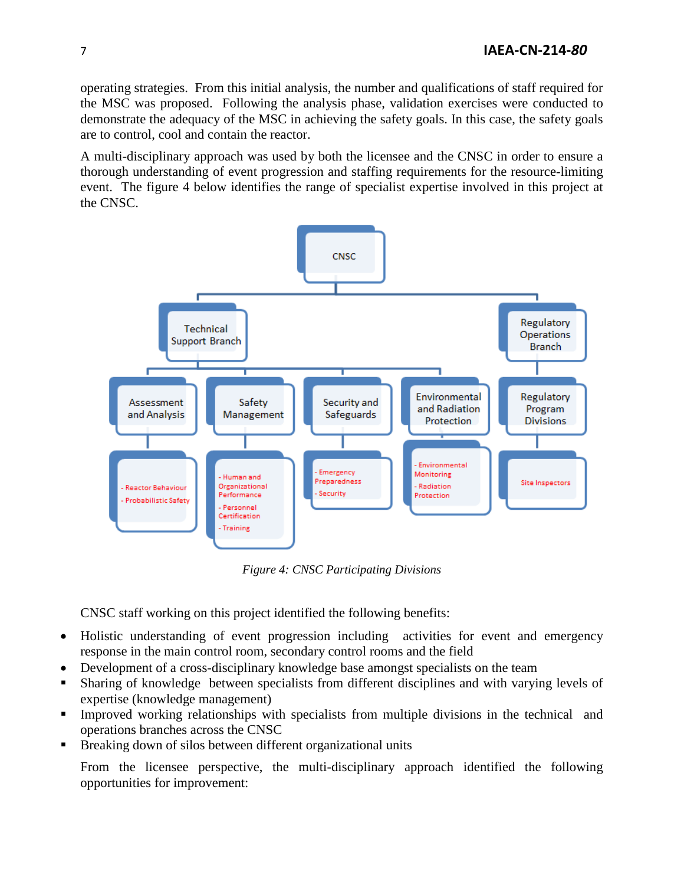operating strategies. From this initial analysis, the number and qualifications of staff required for the MSC was proposed. Following the analysis phase, validation exercises were conducted to demonstrate the adequacy of the MSC in achieving the safety goals. In this case, the safety goals are to control, cool and contain the reactor.

A multi-disciplinary approach was used by both the licensee and the CNSC in order to ensure a thorough understanding of event progression and staffing requirements for the resource-limiting event. The figure 4 below identifies the range of specialist expertise involved in this project at the CNSC.

- CNSC
  - Technical Support Branch
    - Assessment and Analysis
      - Reactor Behaviour
      - Probabilistic Safety
    - Safety Management
      - Human and Organizational Performance
      - Personnel Certification
      - Training
    - Security and Safeguards
      - Emergency Preparedness
      - Security
    - Environmental and Radiation Protection
      - Environmental Monitoring
      - Radiation Protection
  - Regulatory Operations Branch
    - Regulatory Program Divisions
      - Site Inspectors

*Figure 4: CNSC Participating Divisions*

CNSC staff working on this project identified the following benefits:

- Holistic understanding of event progression including activities for event and emergency response in the main control room, secondary control rooms and the field
- Development of a cross-disciplinary knowledge base amongst specialists on the team
- Sharing of knowledge between specialists from different disciplines and with varying levels of expertise (knowledge management)
- Improved working relationships with specialists from multiple divisions in the technical and operations branches across the CNSC
- Breaking down of silos between different organizational units

From the licensee perspective, the multi-disciplinary approach identified the following opportunities for improvement: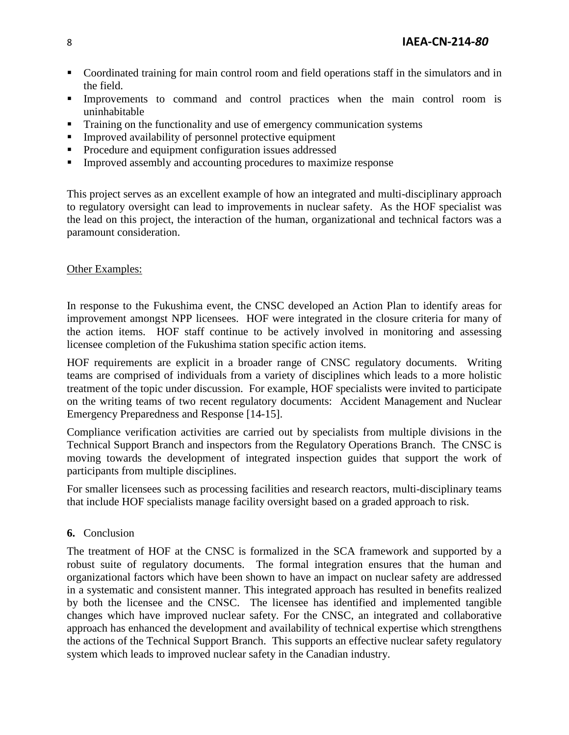- Coordinated training for main control room and field operations staff in the simulators and in the field.
- Improvements to command and control practices when the main control room is uninhabitable
- Training on the functionality and use of emergency communication systems
- Improved availability of personnel protective equipment
- Procedure and equipment configuration issues addressed
- Improved assembly and accounting procedures to maximize response

This project serves as an excellent example of how an integrated and multi-disciplinary approach to regulatory oversight can lead to improvements in nuclear safety. As the HOF specialist was the lead on this project, the interaction of the human, organizational and technical factors was a paramount consideration.

Other Examples:

In response to the Fukushima event, the CNSC developed an Action Plan to identify areas for improvement amongst NPP licensees. HOF were integrated in the closure criteria for many of the action items. HOF staff continue to be actively involved in monitoring and assessing licensee completion of the Fukushima station specific action items.

HOF requirements are explicit in a broader range of CNSC regulatory documents. Writing teams are comprised of individuals from a variety of disciplines which leads to a more holistic treatment of the topic under discussion. For example, HOF specialists were invited to participate on the writing teams of two recent regulatory documents: Accident Management and Nuclear Emergency Preparedness and Response [14-15].

Compliance verification activities are carried out by specialists from multiple divisions in the Technical Support Branch and inspectors from the Regulatory Operations Branch. The CNSC is moving towards the development of integrated inspection guides that support the work of participants from multiple disciplines.

For smaller licensees such as processing facilities and research reactors, multi-disciplinary teams that include HOF specialists manage facility oversight based on a graded approach to risk.

## **6.** Conclusion

The treatment of HOF at the CNSC is formalized in the SCA framework and supported by a robust suite of regulatory documents. The formal integration ensures that the human and organizational factors which have been shown to have an impact on nuclear safety are addressed in a systematic and consistent manner. This integrated approach has resulted in benefits realized by both the licensee and the CNSC. The licensee has identified and implemented tangible changes which have improved nuclear safety. For the CNSC, an integrated and collaborative approach has enhanced the development and availability of technical expertise which strengthens the actions of the Technical Support Branch. This supports an effective nuclear safety regulatory system which leads to improved nuclear safety in the Canadian industry.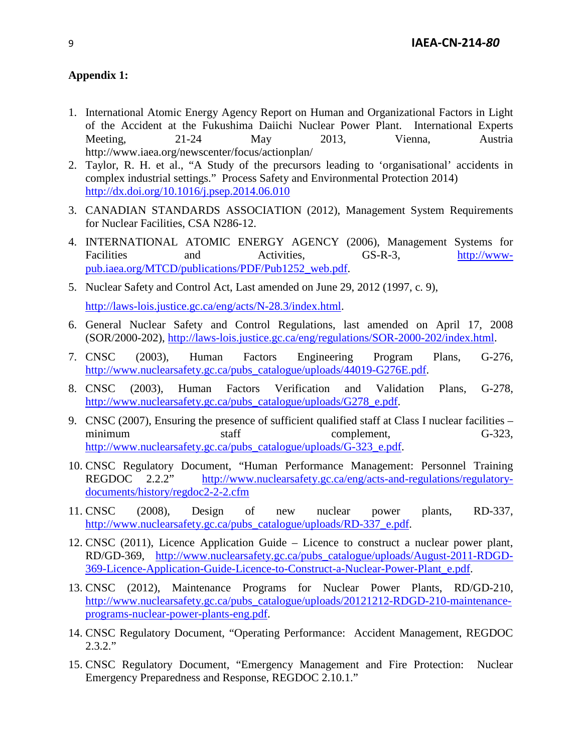**Appendix 1:**

1. International Atomic Energy Agency Report on Human and Organizational Factors in Light of the Accident at the Fukushima Daiichi Nuclear Power Plant. International Experts Meeting, 21-24 May 2013, Vienna, Austria http://www.iaea.org/newscenter/focus/actionplan/
2. Taylor, R. H. et al., "A Study of the precursors leading to 'organisational' accidents in complex industrial settings." Process Safety and Environmental Protection 2014) http://dx.doi.org/10.1016/j.psep.2014.06.010
3. CANADIAN STANDARDS ASSOCIATION (2012), Management System Requirements for Nuclear Facilities, CSA N286-12.
4. INTERNATIONAL ATOMIC ENERGY AGENCY (2006), Management Systems for Facilities and Activities, GS-R-3, http://www-pub.iaea.org/MTCD/publications/PDF/Pub1252_web.pdf.
5. Nuclear Safety and Control Act, Last amended on June 29, 2012 (1997, c. 9), http://laws-lois.justice.gc.ca/eng/acts/N-28.3/index.html.
6. General Nuclear Safety and Control Regulations, last amended on April 17, 2008 (SOR/2000-202), http://laws-lois.justice.gc.ca/eng/regulations/SOR-2000-202/index.html.
7. CNSC (2003), Human Factors Engineering Program Plans, G-276, http://www.nuclearsafety.gc.ca/pubs_catalogue/uploads/44019-G276E.pdf.
8. CNSC (2003), Human Factors Verification and Validation Plans, G-278, http://www.nuclearsafety.gc.ca/pubs_catalogue/uploads/G278_e.pdf.
9. CNSC (2007), Ensuring the presence of sufficient qualified staff at Class I nuclear facilities – minimum staff complement, G-323, http://www.nuclearsafety.gc.ca/pubs_catalogue/uploads/G-323_e.pdf.
10. CNSC Regulatory Document, "Human Performance Management: Personnel Training REGDOC 2.2.2" http://www.nuclearsafety.gc.ca/eng/acts-and-regulations/regulatory-documents/history/regdoc2-2-2.cfm
11. CNSC (2008), Design of new nuclear power plants, RD-337, http://www.nuclearsafety.gc.ca/pubs_catalogue/uploads/RD-337_e.pdf.
12. CNSC (2011), Licence Application Guide – Licence to construct a nuclear power plant, RD/GD-369, http://www.nuclearsafety.gc.ca/pubs_catalogue/uploads/August-2011-RDGD-369-Licence-Application-Guide-Licence-to-Construct-a-Nuclear-Power-Plant_e.pdf.
13. CNSC (2012), Maintenance Programs for Nuclear Power Plants, RD/GD-210, http://www.nuclearsafety.gc.ca/pubs_catalogue/uploads/20121212-RDGD-210-maintenance-programs-nuclear-power-plants-eng.pdf.
14. CNSC Regulatory Document, "Operating Performance: Accident Management, REGDOC 2.3.2."
15. CNSC Regulatory Document, "Emergency Management and Fire Protection: Nuclear Emergency Preparedness and Response, REGDOC 2.10.1."